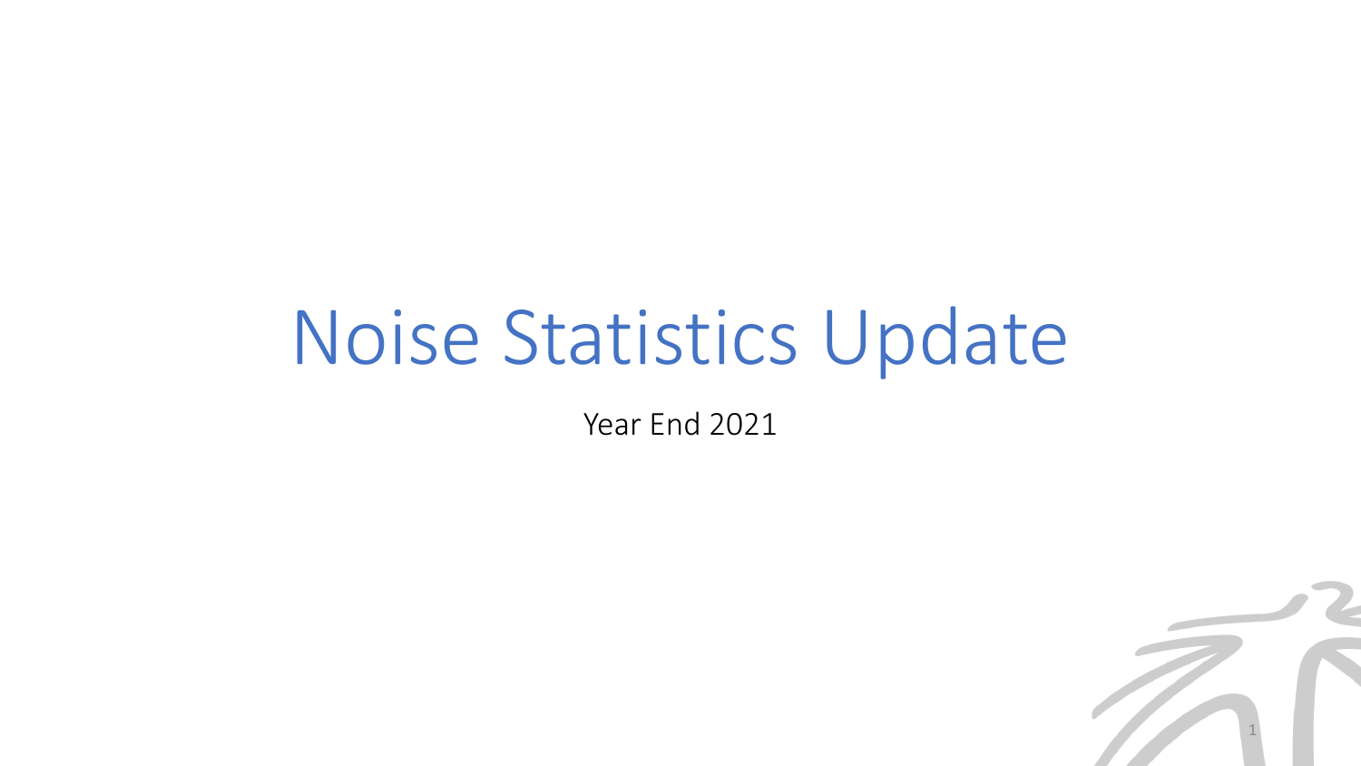# Noise Statistics Update

Year End 2021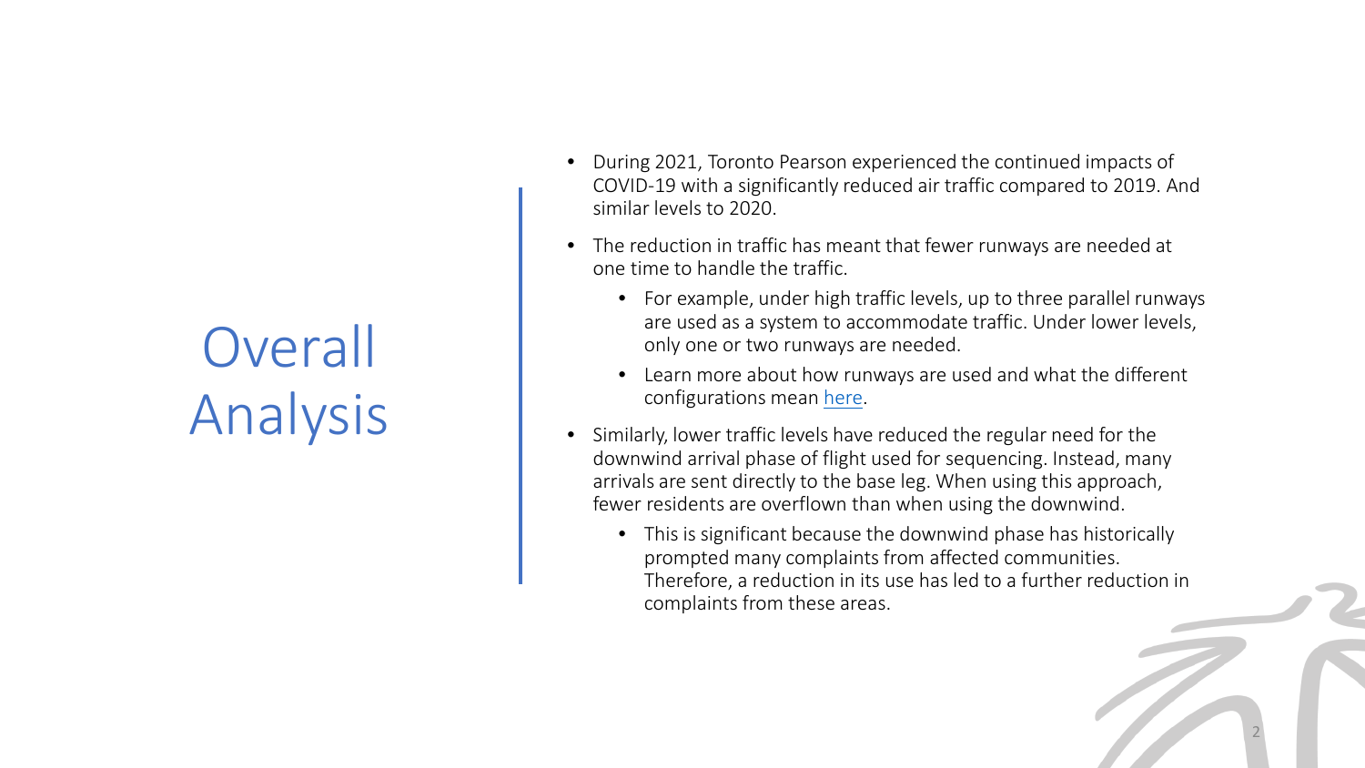# Overall Analysis

- During 2021, Toronto Pearson experienced the continued impacts of COVID-19 with a significantly reduced air traffic compared to 2019. And similar levels to 2020.
- The reduction in traffic has meant that fewer runways are needed at one time to handle the traffic.
  - For example, under high traffic levels, up to three parallel runways are used as a system to accommodate traffic. Under lower levels, only one or two runways are needed.
  - Learn more about how runways are used and what the different configurations mean here.
- Similarly, lower traffic levels have reduced the regular need for the downwind arrival phase of flight used for sequencing. Instead, many arrivals are sent directly to the base leg. When using this approach, fewer residents are overflown than when using the downwind.
  - This is significant because the downwind phase has historically prompted many complaints from affected communities. Therefore, a reduction in its use has led to a further reduction in complaints from these areas.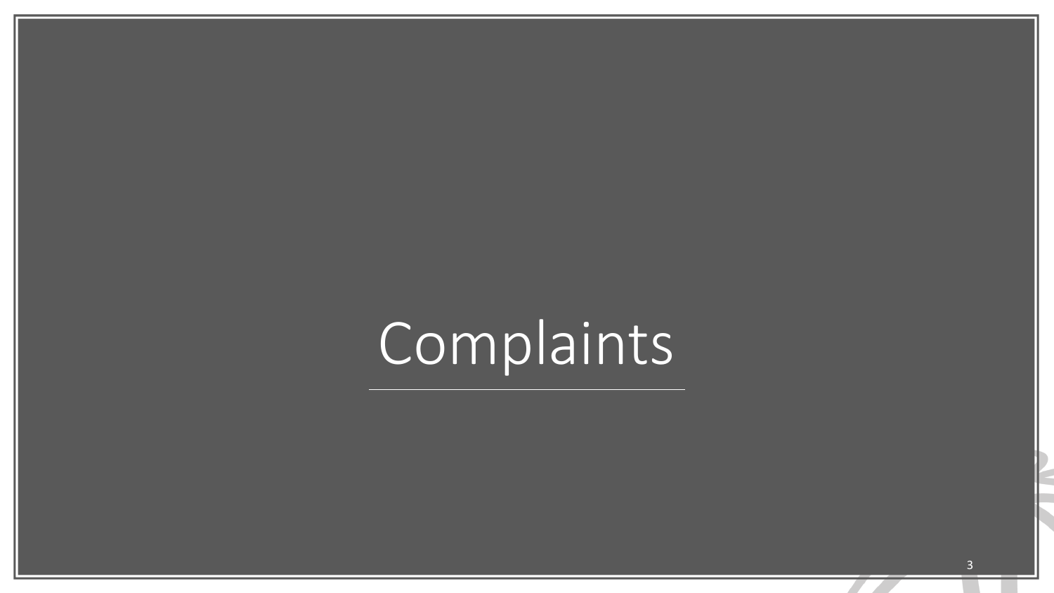# Complaints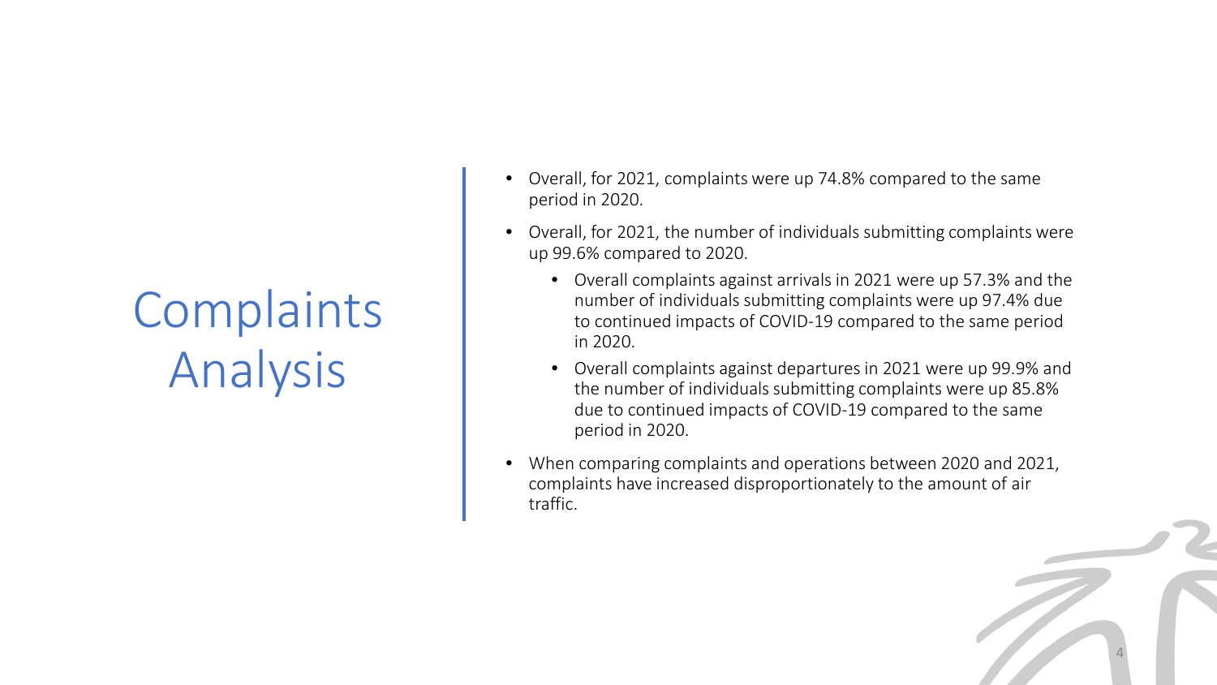# Complaints Analysis

- Overall, for 2021, complaints were up 74.8% compared to the same period in 2020.
- Overall, for 2021, the number of individuals submitting complaints were up 99.6% compared to 2020.
  - Overall complaints against arrivals in 2021 were up 57.3% and the number of individuals submitting complaints were up 97.4% due to continued impacts of COVID-19 compared to the same period in 2020.
  - Overall complaints against departures in 2021 were up 99.9% and the number of individuals submitting complaints were up 85.8% due to continued impacts of COVID-19 compared to the same period in 2020.
- When comparing complaints and operations between 2020 and 2021, complaints have increased disproportionately to the amount of air traffic.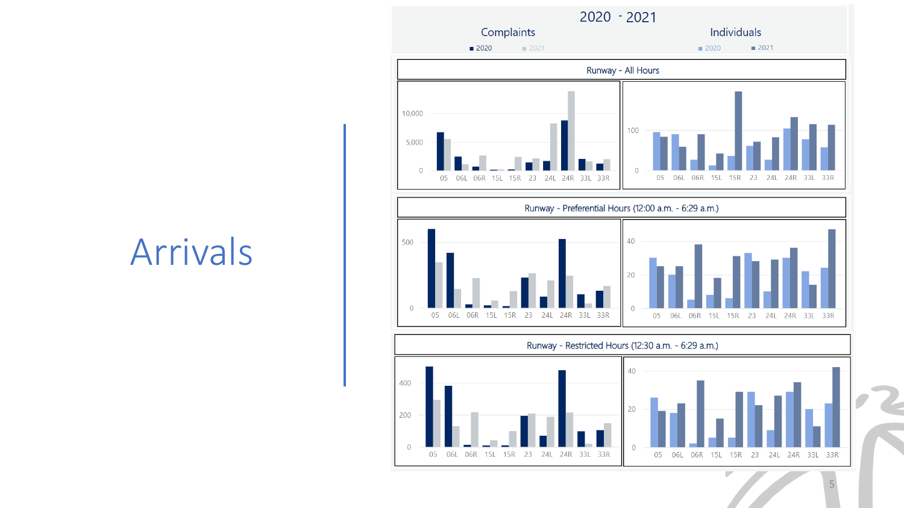# Arrivals

## 2020 - 2021

Complaints (2020, 2021) | Individuals (2020, 2021)

### Runway - All Hours

### Runway - Preferential Hours (12:00 a.m. - 6:29 a.m.)

### Runway - Restricted Hours (12:30 a.m. - 6:29 a.m.)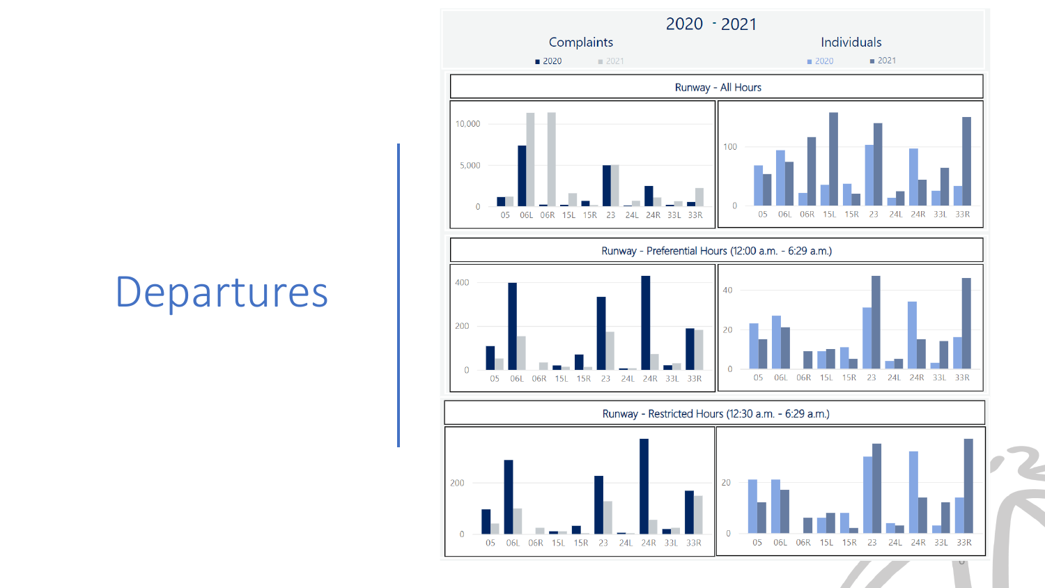# Departures

## 2020 - 2021

**Complaints** (■ 2020 ■ 2021) | **Individuals** (■ 2020 ■ 2021)

### Runway - All Hours

### Runway - Preferential Hours (12:00 a.m. - 6:29 a.m.)

### Runway - Restricted Hours (12:30 a.m. - 6:29 a.m.)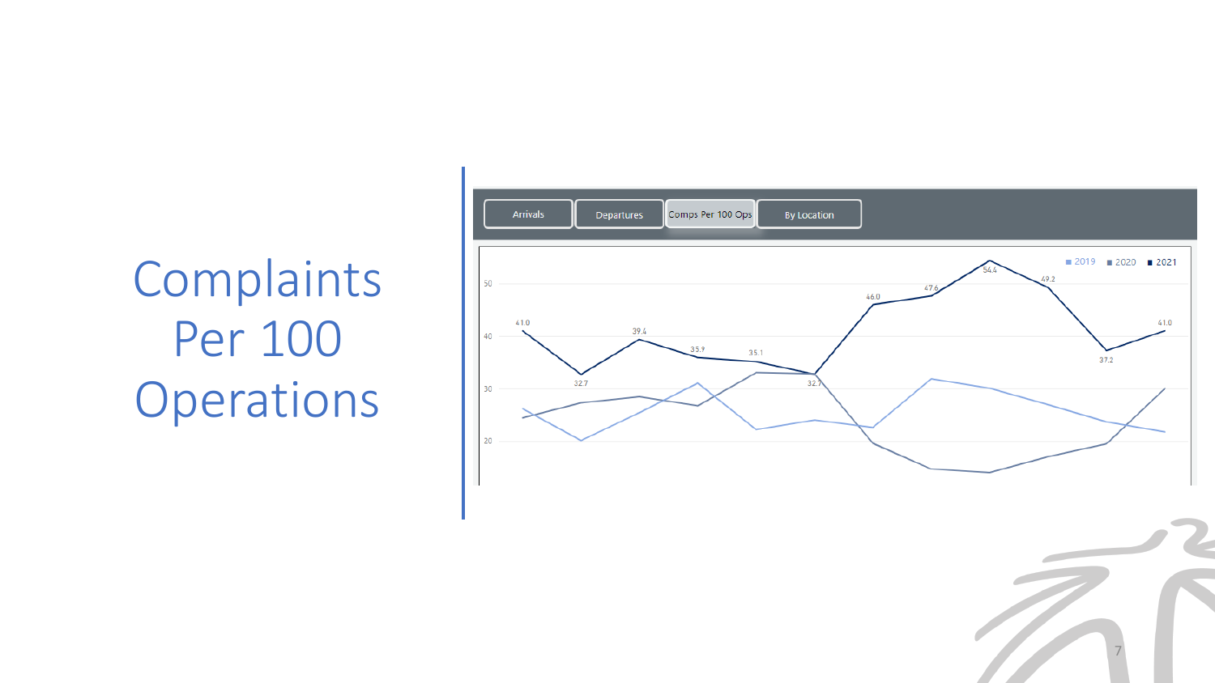# Complaints Per 100 Operations

Arrivals | Departures | Comps Per 100 Ops | By Location

■ 2019 ■ 2020 ■ 2021

50

40

30

20

41.0 | 32.7 | 39.4 | 35.9 | 35.1 | 32.7 | 46.0 | 47.6 | 54.4 | 49.2 | 37.2 | 41.0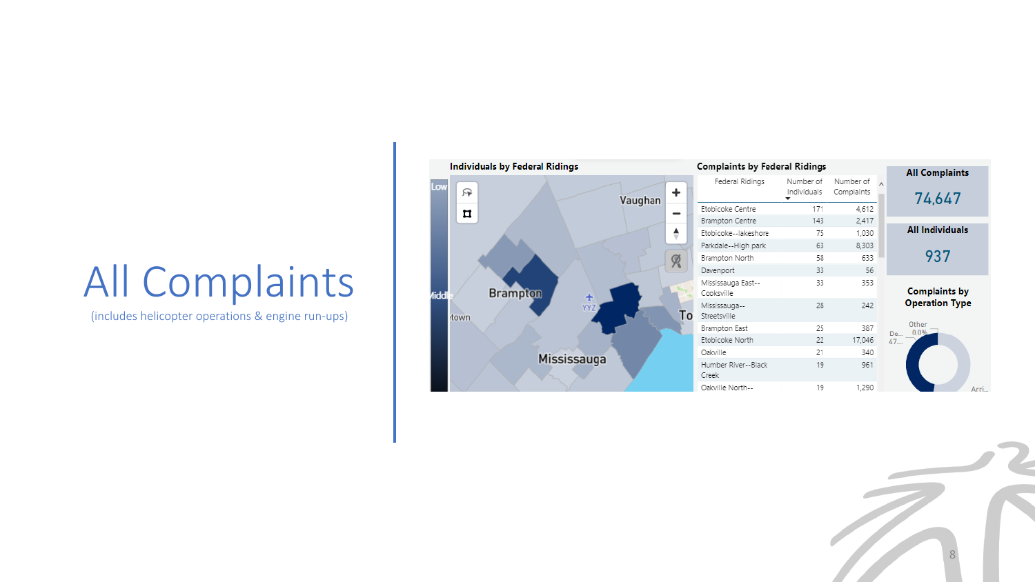# All Complaints

(includes helicopter operations & engine run-ups)

**Individuals by Federal Ridings**

**Complaints by Federal Ridings**

| Federal Ridings | Number of Individuals | Number of Complaints |
|---|---|---|
| Etobicoke Centre | 171 | 4,612 |
| Brampton Centre | 143 | 2,417 |
| Etobicoke--lakeshore | 75 | 1,030 |
| Parkdale--High park | 63 | 8,303 |
| Brampton North | 58 | 633 |
| Davenport | 33 | 56 |
| Mississauga East--Cooksville | 33 | 353 |
| Mississauga--Streetsville | 28 | 242 |
| Brampton East | 25 | 387 |
| Etobicoke North | 22 | 17,046 |
| Oakville | 21 | 340 |
| Humber River--Black Creek | 19 | 961 |
| Oakville North-- | 19 | 1,290 |

**All Complaints**

74,647

**All Individuals**

937

**Complaints by Operation Type**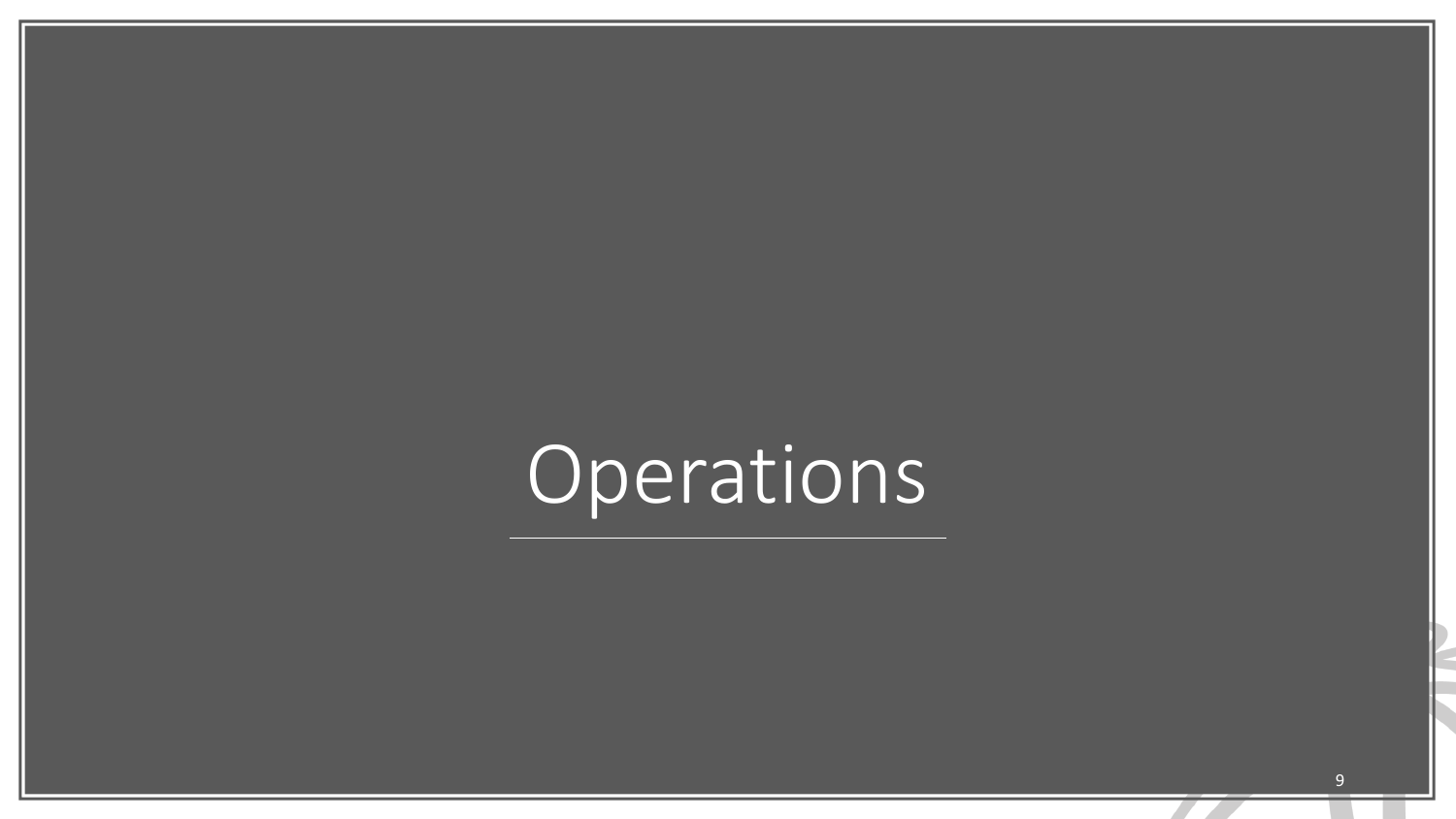# Operations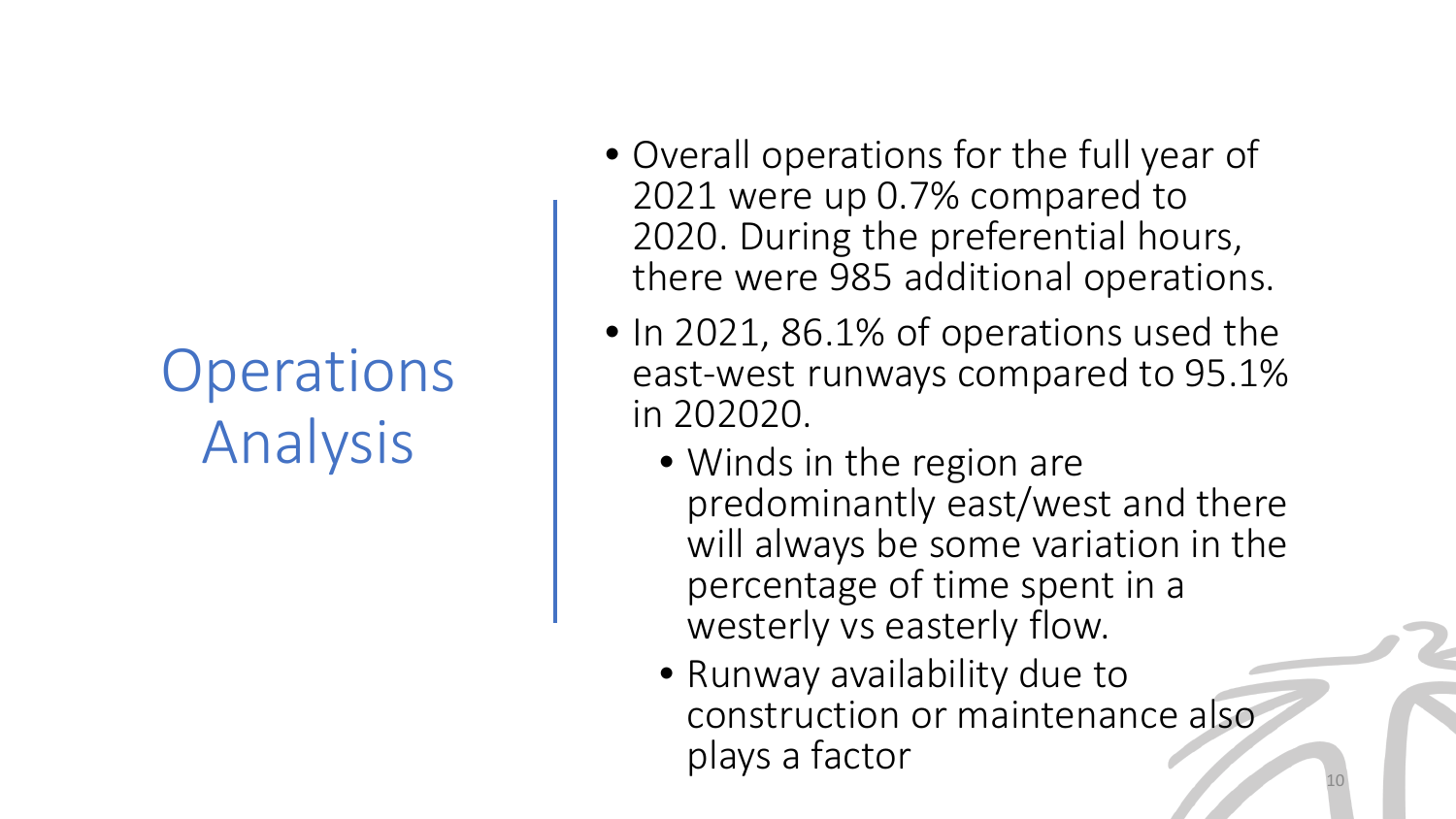# Operations Analysis

- Overall operations for the full year of 2021 were up 0.7% compared to 2020. During the preferential hours, there were 985 additional operations.
- In 2021, 86.1% of operations used the east-west runways compared to 95.1% in 202020.
  - Winds in the region are predominantly east/west and there will always be some variation in the percentage of time spent in a westerly vs easterly flow.
  - Runway availability due to construction or maintenance also plays a factor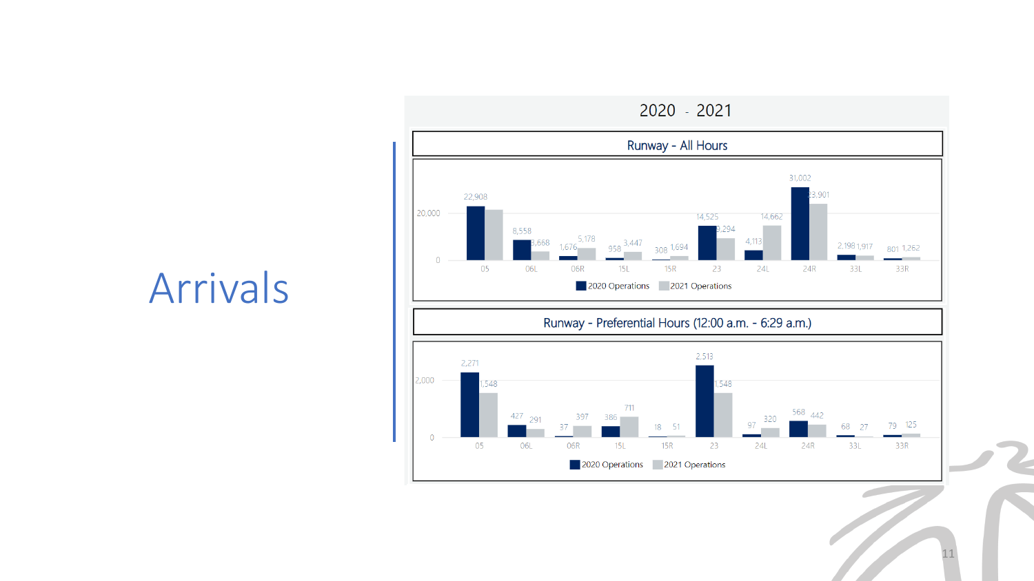# Arrivals

## 2020 - 2021

### Runway - All Hours

| Runway | 2020 Operations | 2021 Operations |
|---|---|---|
| 05 | 22,908 | |
| 06L | 8,558 | 3,668 |
| 06R | 1,676 | 5,178 |
| 15L | 958 | 3,447 |
| 15R | 308 | 1,694 |
| 23 | 14,525 | 9,294 |
| 24L | 4,113 | 14,662 |
| 24R | 31,002 | 23,901 |
| 33L | 2,198 | 1,917 |
| 33R | 801 | 1,262 |

### Runway - Preferential Hours (12:00 a.m. - 6:29 a.m.)

| Runway | 2020 Operations | 2021 Operations |
|---|---|---|
| 05 | 2,271 | 1,548 |
| 06L | 427 | 291 |
| 06R | 37 | 397 |
| 15L | 386 | 711 |
| 15R | 18 | 51 |
| 23 | 2,513 | 1,548 |
| 24L | 97 | 320 |
| 24R | 568 | 442 |
| 33L | 68 | 27 |
| 33R | 79 | 125 |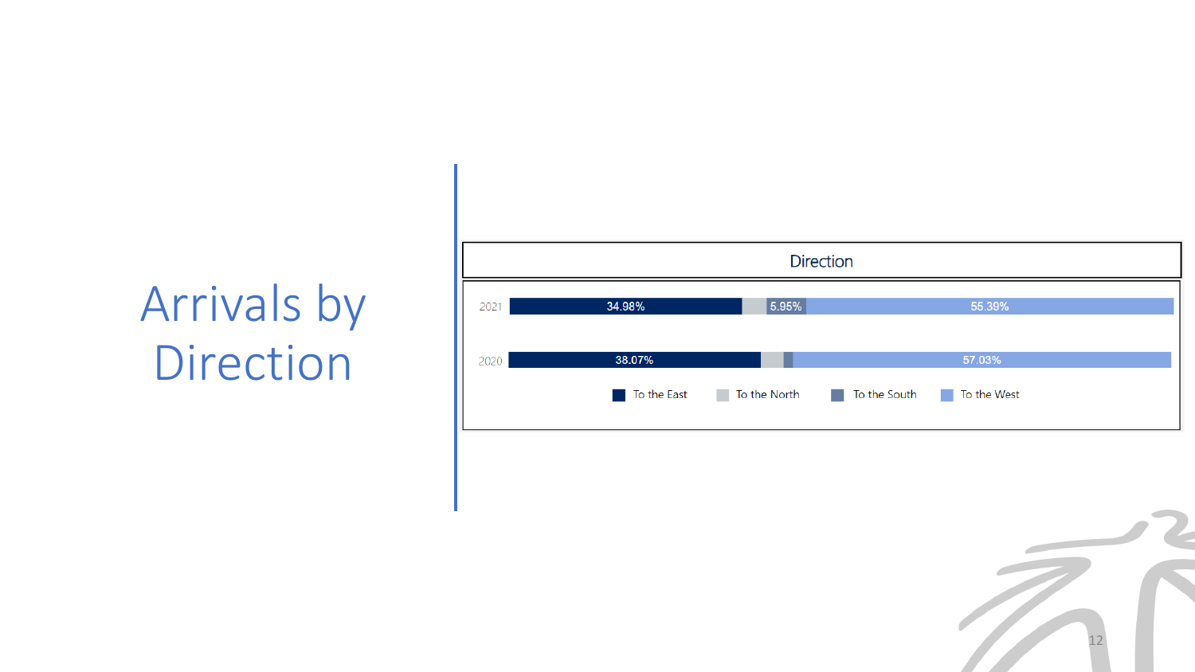# Arrivals by Direction

**Direction**

| Year | To the East | To the North | To the South | To the West |
|---|---|---|---|---|
| 2021 | 34.98% | | 5.95% | 55.39% |
| 2020 | 38.07% | | | 57.03% |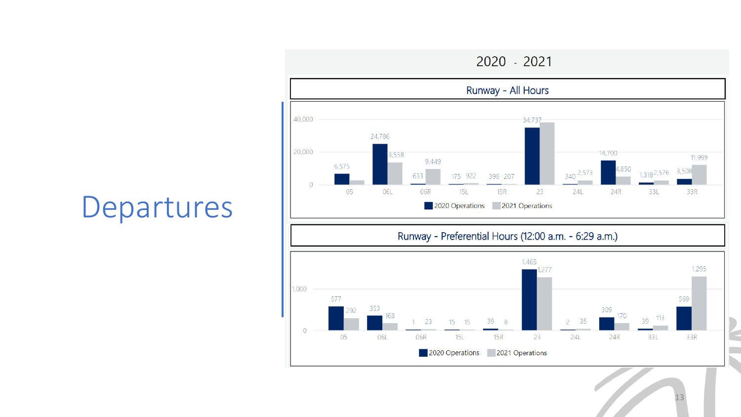# Departures

## 2020 - 2021

### Runway - All Hours

| Runway | 2020 Operations | 2021 Operations |
|---|---|---|
| 05 | 6,575 | |
| 06L | 24,786 | 13,558 |
| 06R | 633 | 9,449 |
| 15L | 175 | 922 |
| 15R | 396 | 207 |
| 23 | 34,737 | |
| 24L | 340 | 2,573 |
| 24R | 14,700 | 4,850 |
| 33L | 1,318 | 2,576 |
| 33R | 3,508 | 11,999 |

### Runway - Preferential Hours (12:00 a.m. - 6:29 a.m.)

| Runway | 2020 Operations | 2021 Operations |
|---|---|---|
| 05 | 577 | 292 |
| 06L | 353 | 168 |
| 06R | 1 | 23 |
| 15L | 15 | 15 |
| 15R | 39 | 8 |
| 23 | 1,465 | 1,277 |
| 24L | 2 | 35 |
| 24R | 309 | 170 |
| 33L | 39 | 113 |
| 33R | 569 | 1,295 |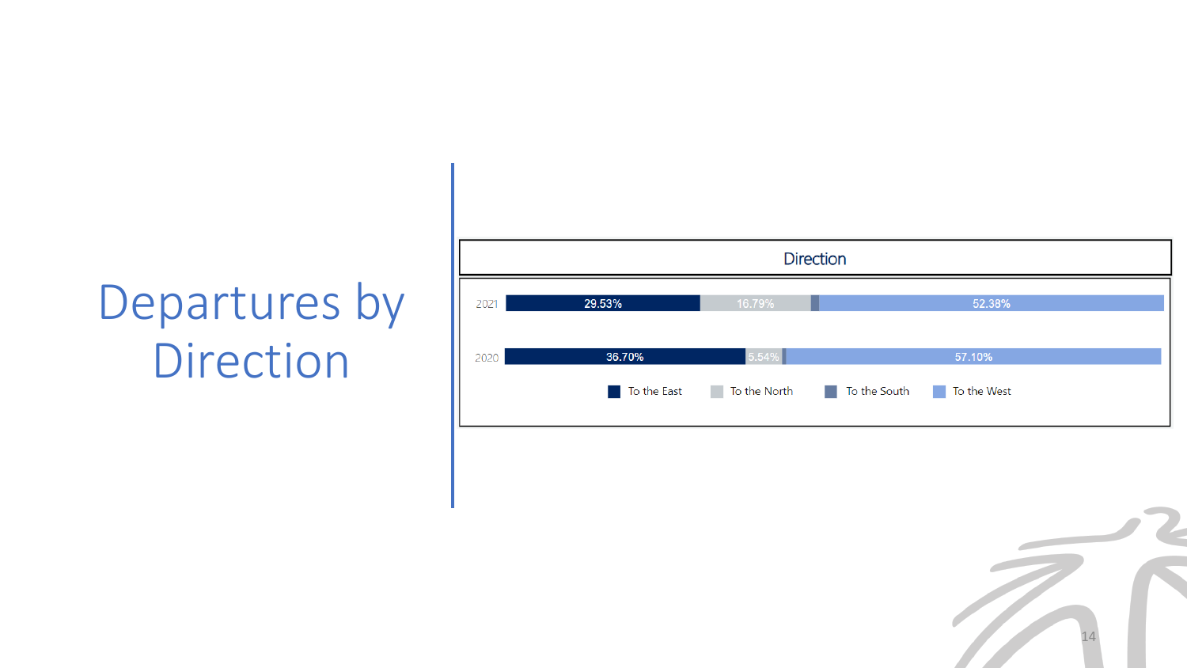# Departures by Direction

**Direction**

| Year | To the East | To the North | To the South | To the West |
|---|---|---|---|---|
| 2021 | 29.53% | 16.79% | | 52.38% |
| 2020 | 36.70% | 5.54% | | 57.10% |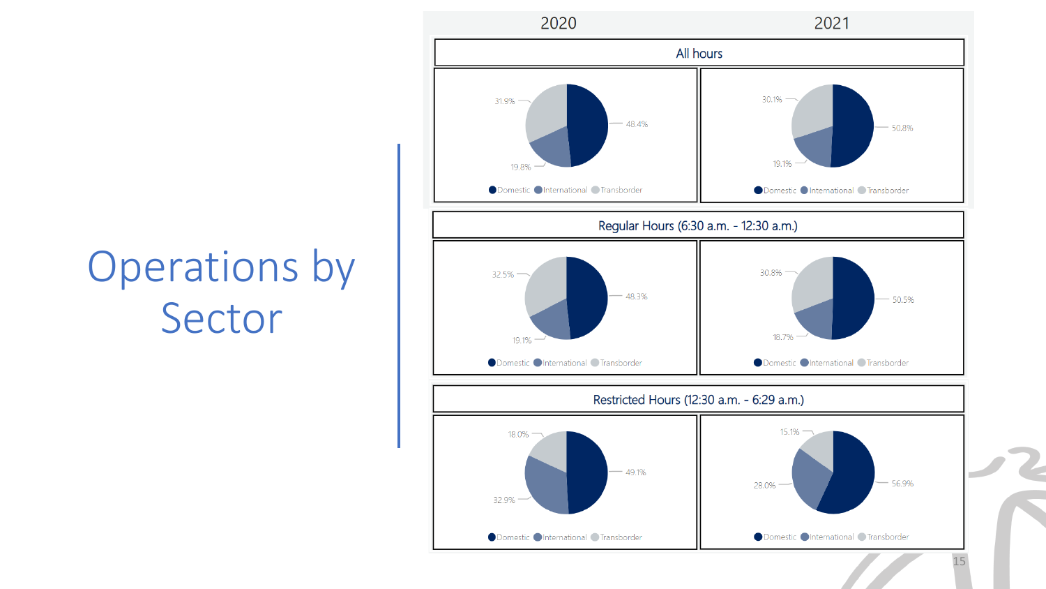# Operations by Sector

| | 2020 | | | 2021 | | |
|---|---|---|---|---|---|---|
| | Domestic | International | Transborder | Domestic | International | Transborder |
| All hours | 48.4% | 19.8% | 31.9% | 50.8% | 19.1% | 30.1% |
| Regular Hours (6:30 a.m. - 12:30 a.m.) | 48.3% | 19.1% | 32.5% | 50.5% | 18.7% | 30.8% |
| Restricted Hours (12:30 a.m. - 6:29 a.m.) | 49.1% | 32.9% | 18.0% | 56.9% | 28.0% | 15.1% |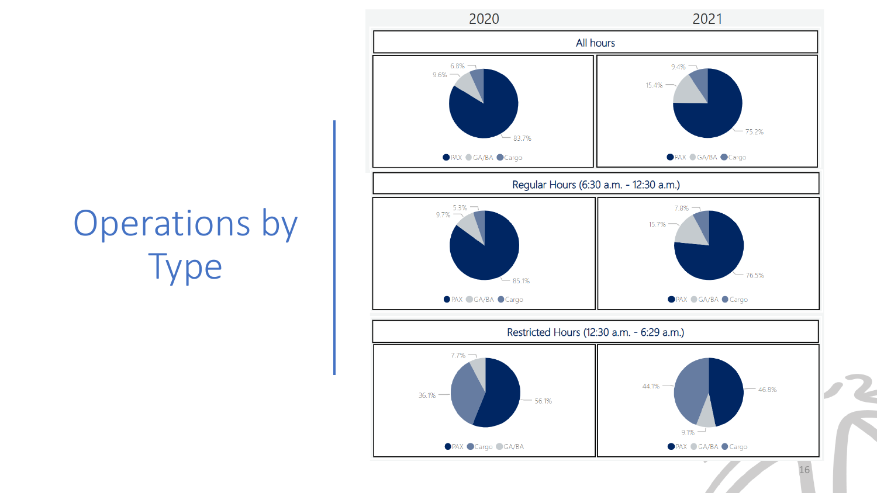# Operations by Type

| | 2020 | | | 2021 | | |
|---|---|---|---|---|---|---|
| | PAX | GA/BA | Cargo | PAX | GA/BA | Cargo |
| All hours | 83.7% | 9.6% | 6.8% | 75.2% | 15.4% | 9.4% |
| Regular Hours (6:30 a.m. - 12:30 a.m.) | 85.1% | 9.7% | 5.3% | 76.5% | 15.7% | 7.8% |
| Restricted Hours (12:30 a.m. - 6:29 a.m.) | 56.1% | 7.7% | 36.1% | 46.8% | 9.1% | 44.1% |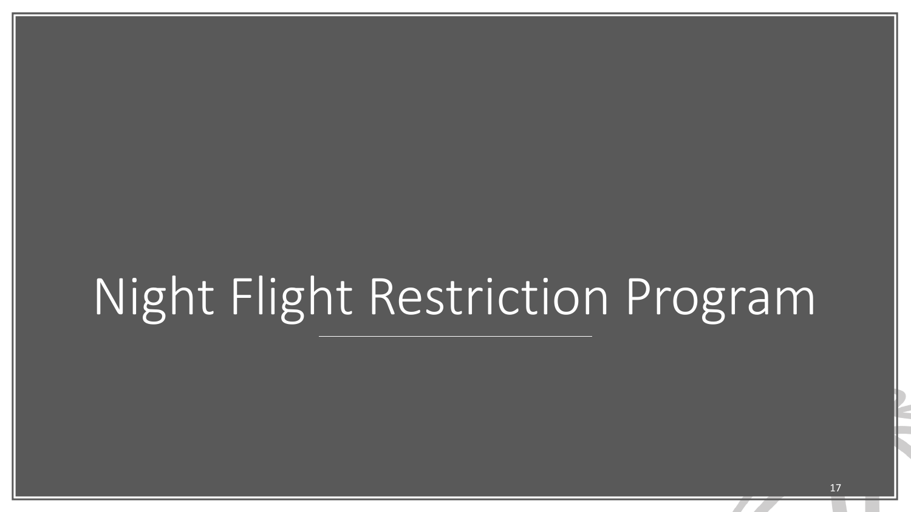# Night Flight Restriction Program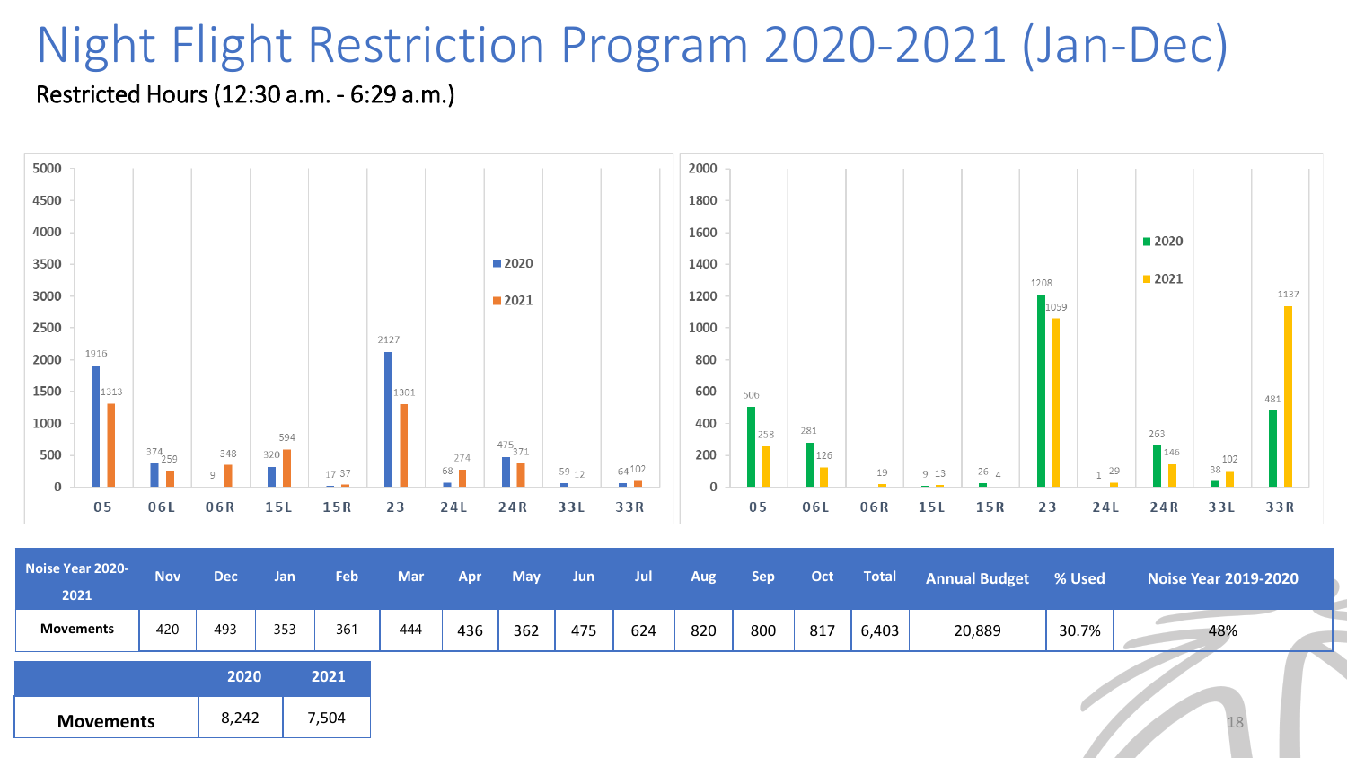# Night Flight Restriction Program 2020-2021 (Jan-Dec)

Restricted Hours (12:30 a.m. - 6:29 a.m.)

| Runway | 2020 | 2021 |
|---|---|---|
| 05 | 1916 | 1313 |
| 06L | 374 | 259 |
| 06R | 9 | 348 |
| 15L | 320 | 594 |
| 15R | 17 | 37 |
| 23 | 2127 | 1301 |
| 24L | 68 | 274 |
| 24R | 475 | 371 |
| 33L | 59 | 12 |
| 33R | 64 | 102 |

| Runway | 2020 | 2021 |
|---|---|---|
| 05 | 506 | 258 |
| 06L | 281 | 126 |
| 06R | | 19 |
| 15L | 9 | 13 |
| 15R | 26 | 4 |
| 23 | 1208 | 1059 |
| 24L | 1 | 29 |
| 24R | 263 | 146 |
| 33L | 38 | 102 |
| 33R | 481 | 1137 |

| Noise Year 2020-2021 | Nov | Dec | Jan | Feb | Mar | Apr | May | Jun | Jul | Aug | Sep | Oct | Total | Annual Budget | % Used | Noise Year 2019-2020 |
|---|---|---|---|---|---|---|---|---|---|---|---|---|---|---|---|---|
| Movements | 420 | 493 | 353 | 361 | 444 | 436 | 362 | 475 | 624 | 820 | 800 | 817 | 6,403 | 20,889 | 30.7% | 48% |

| | 2020 | 2021 |
|---|---|---|
| Movements | 8,242 | 7,504 |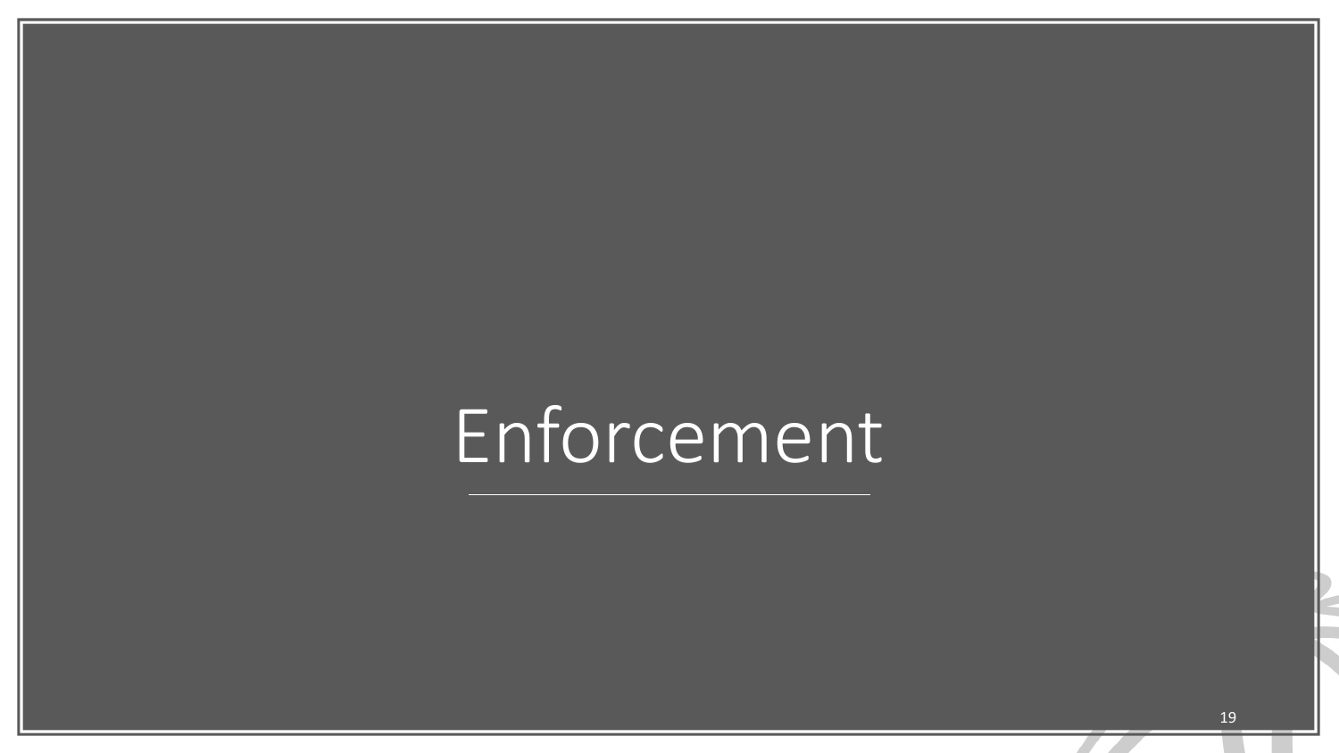# Enforcement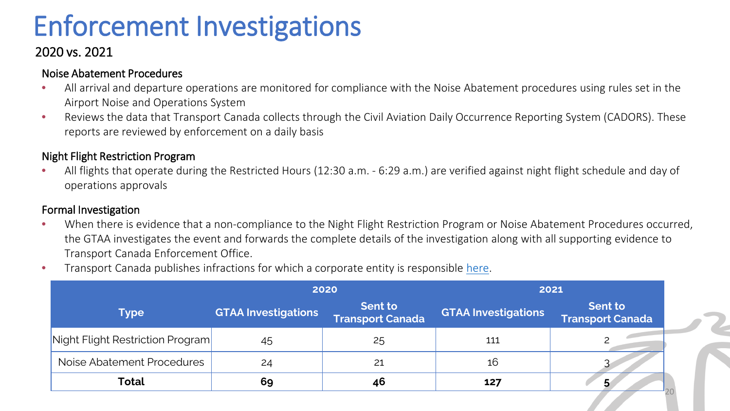# Enforcement Investigations

## 2020 vs. 2021

### Noise Abatement Procedures

- All arrival and departure operations are monitored for compliance with the Noise Abatement procedures using rules set in the Airport Noise and Operations System
- Reviews the data that Transport Canada collects through the Civil Aviation Daily Occurrence Reporting System (CADORS). These reports are reviewed by enforcement on a daily basis

### Night Flight Restriction Program

- All flights that operate during the Restricted Hours (12:30 a.m. - 6:29 a.m.) are verified against night flight schedule and day of operations approvals

### Formal Investigation

- When there is evidence that a non-compliance to the Night Flight Restriction Program or Noise Abatement Procedures occurred, the GTAA investigates the event and forwards the complete details of the investigation along with all supporting evidence to Transport Canada Enforcement Office.
- Transport Canada publishes infractions for which a corporate entity is responsible here.

| Type | 2020 | | 2021 | |
|---|---|---|---|---|
| | GTAA Investigations | Sent to Transport Canada | GTAA Investigations | Sent to Transport Canada |
| Night Flight Restriction Program | 45 | 25 | 111 | 2 |
| Noise Abatement Procedures | 24 | 21 | 16 | 3 |
| **Total** | **69** | **46** | **127** | **5** |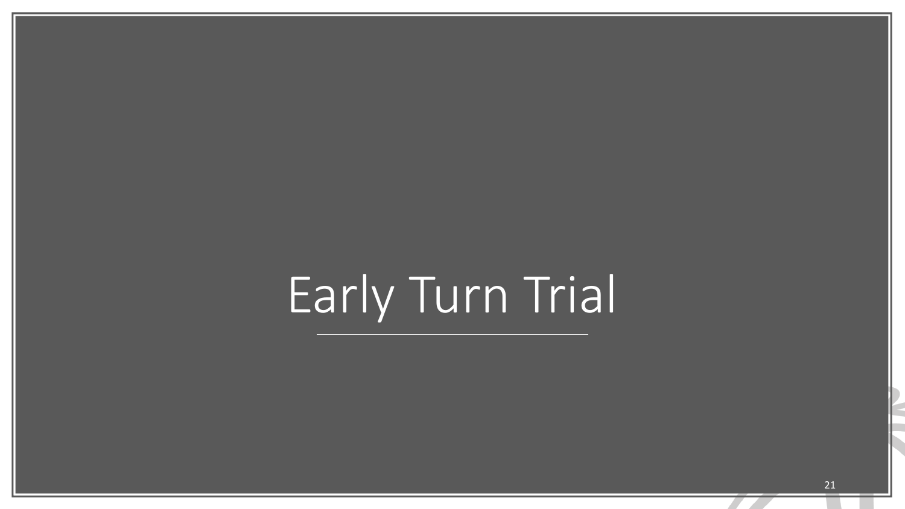# Early Turn Trial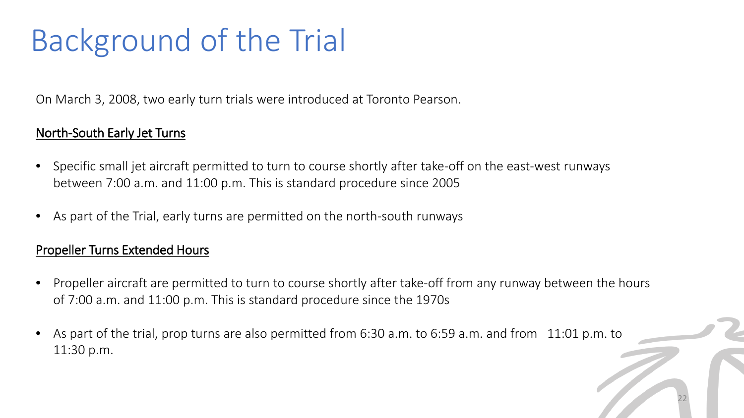# Background of the Trial

On March 3, 2008, two early turn trials were introduced at Toronto Pearson.

<u>North-South Early Jet Turns</u>

- Specific small jet aircraft permitted to turn to course shortly after take-off on the east-west runways between 7:00 a.m. and 11:00 p.m. This is standard procedure since 2005
- As part of the Trial, early turns are permitted on the north-south runways

<u>Propeller Turns Extended Hours</u>

- Propeller aircraft are permitted to turn to course shortly after take-off from any runway between the hours of 7:00 a.m. and 11:00 p.m. This is standard procedure since the 1970s
- As part of the trial, prop turns are also permitted from 6:30 a.m. to 6:59 a.m. and from 11:01 p.m. to 11:30 p.m.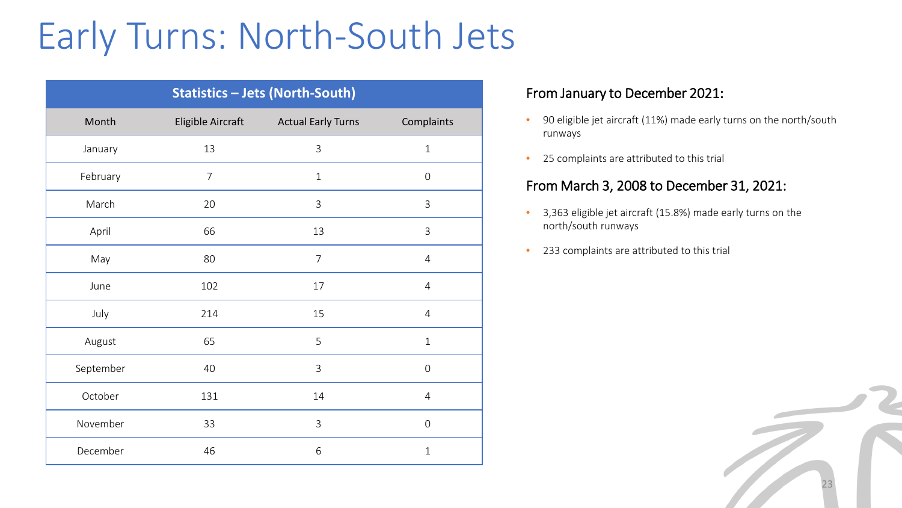# Early Turns: North-South Jets

| Statistics – Jets (North-South) | | | |
|---|---|---|---|
| Month | Eligible Aircraft | Actual Early Turns | Complaints |
| January | 13 | 3 | 1 |
| February | 7 | 1 | 0 |
| March | 20 | 3 | 3 |
| April | 66 | 13 | 3 |
| May | 80 | 7 | 4 |
| June | 102 | 17 | 4 |
| July | 214 | 15 | 4 |
| August | 65 | 5 | 1 |
| September | 40 | 3 | 0 |
| October | 131 | 14 | 4 |
| November | 33 | 3 | 0 |
| December | 46 | 6 | 1 |

## From January to December 2021:

- 90 eligible jet aircraft (11%) made early turns on the north/south runways
- 25 complaints are attributed to this trial

## From March 3, 2008 to December 31, 2021:

- 3,363 eligible jet aircraft (15.8%) made early turns on the north/south runways
- 233 complaints are attributed to this trial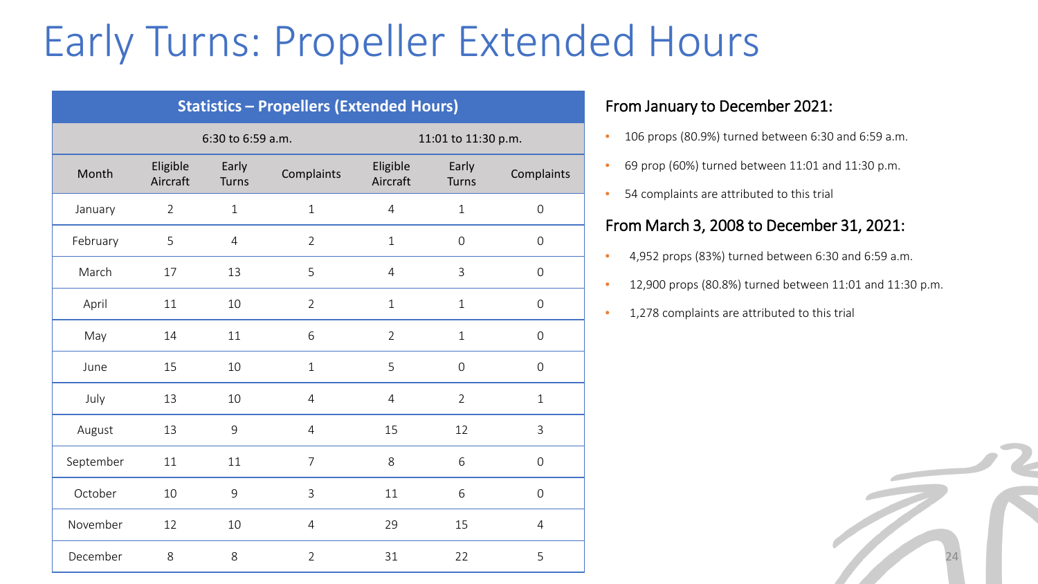# Early Turns: Propeller Extended Hours

| Statistics – Propellers (Extended Hours) | | | | | | |
|---|---|---|---|---|---|---|
| | 6:30 to 6:59 a.m. | | | 11:01 to 11:30 p.m. | | |
| Month | Eligible Aircraft | Early Turns | Complaints | Eligible Aircraft | Early Turns | Complaints |
| January | 2 | 1 | 1 | 4 | 1 | 0 |
| February | 5 | 4 | 2 | 1 | 0 | 0 |
| March | 17 | 13 | 5 | 4 | 3 | 0 |
| April | 11 | 10 | 2 | 1 | 1 | 0 |
| May | 14 | 11 | 6 | 2 | 1 | 0 |
| June | 15 | 10 | 1 | 5 | 0 | 0 |
| July | 13 | 10 | 4 | 4 | 2 | 1 |
| August | 13 | 9 | 4 | 15 | 12 | 3 |
| September | 11 | 11 | 7 | 8 | 6 | 0 |
| October | 10 | 9 | 3 | 11 | 6 | 0 |
| November | 12 | 10 | 4 | 29 | 15 | 4 |
| December | 8 | 8 | 2 | 31 | 22 | 5 |

### From January to December 2021:

- 106 props (80.9%) turned between 6:30 and 6:59 a.m.
- 69 prop (60%) turned between 11:01 and 11:30 p.m.
- 54 complaints are attributed to this trial

### From March 3, 2008 to December 31, 2021:

- 4,952 props (83%) turned between 6:30 and 6:59 a.m.
- 12,900 props (80.8%) turned between 11:01 and 11:30 p.m.
- 1,278 complaints are attributed to this trial